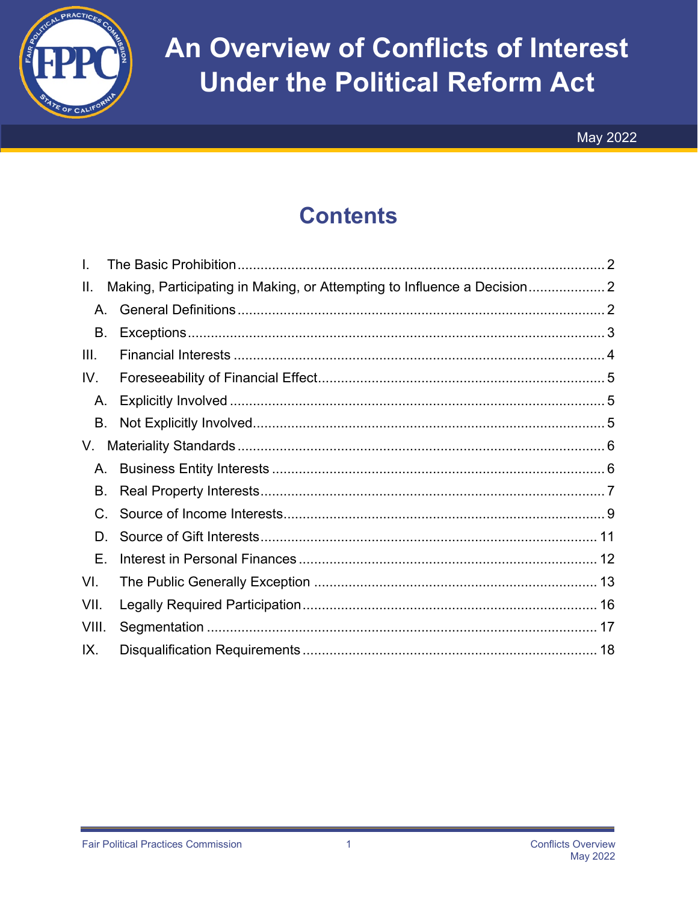# An Overview of Conflicts of Interest Under the Political Reform Act

May 2022

## Contents

I. The Basic Prohibition ... 2

II. Making, Participating in Making, or Attempting to Influence a Decision ... 2

- A. General Definitions ... 2
- B. Exceptions ... 3

III. Financial Interests ... 4

IV. Foreseeability of Financial Effect ... 5

- A. Explicitly Involved ... 5
- B. Not Explicitly Involved ... 5

V. Materiality Standards ... 6

- A. Business Entity Interests ... 6
- B. Real Property Interests ... 7
- C. Source of Income Interests ... 9
- D. Source of Gift Interests ... 11
- E. Interest in Personal Finances ... 12

VI. The Public Generally Exception ... 13

VII. Legally Required Participation ... 16

VIII. Segmentation ... 17

IX. Disqualification Requirements ... 18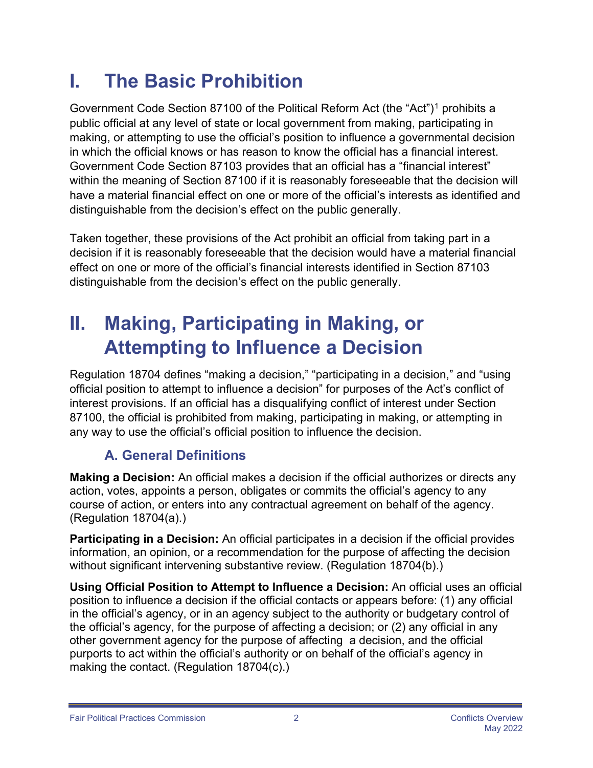# I. The Basic Prohibition

Government Code Section 87100 of the Political Reform Act (the "Act")[1] prohibits a public official at any level of state or local government from making, participating in making, or attempting to use the official's position to influence a governmental decision in which the official knows or has reason to know the official has a financial interest. Government Code Section 87103 provides that an official has a "financial interest" within the meaning of Section 87100 if it is reasonably foreseeable that the decision will have a material financial effect on one or more of the official's interests as identified and distinguishable from the decision's effect on the public generally.

Taken together, these provisions of the Act prohibit an official from taking part in a decision if it is reasonably foreseeable that the decision would have a material financial effect on one or more of the official's financial interests identified in Section 87103 distinguishable from the decision's effect on the public generally.

# II. Making, Participating in Making, or Attempting to Influence a Decision

Regulation 18704 defines "making a decision," "participating in a decision," and "using official position to attempt to influence a decision" for purposes of the Act's conflict of interest provisions. If an official has a disqualifying conflict of interest under Section 87100, the official is prohibited from making, participating in making, or attempting in any way to use the official's official position to influence the decision.

## A. General Definitions

**Making a Decision:** An official makes a decision if the official authorizes or directs any action, votes, appoints a person, obligates or commits the official's agency to any course of action, or enters into any contractual agreement on behalf of the agency. (Regulation 18704(a).)

**Participating in a Decision:** An official participates in a decision if the official provides information, an opinion, or a recommendation for the purpose of affecting the decision without significant intervening substantive review. (Regulation 18704(b).)

**Using Official Position to Attempt to Influence a Decision:** An official uses an official position to influence a decision if the official contacts or appears before: (1) any official in the official's agency, or in an agency subject to the authority or budgetary control of the official's agency, for the purpose of affecting a decision; or (2) any official in any other government agency for the purpose of affecting a decision, and the official purports to act within the official's authority or on behalf of the official's agency in making the contact. (Regulation 18704(c).)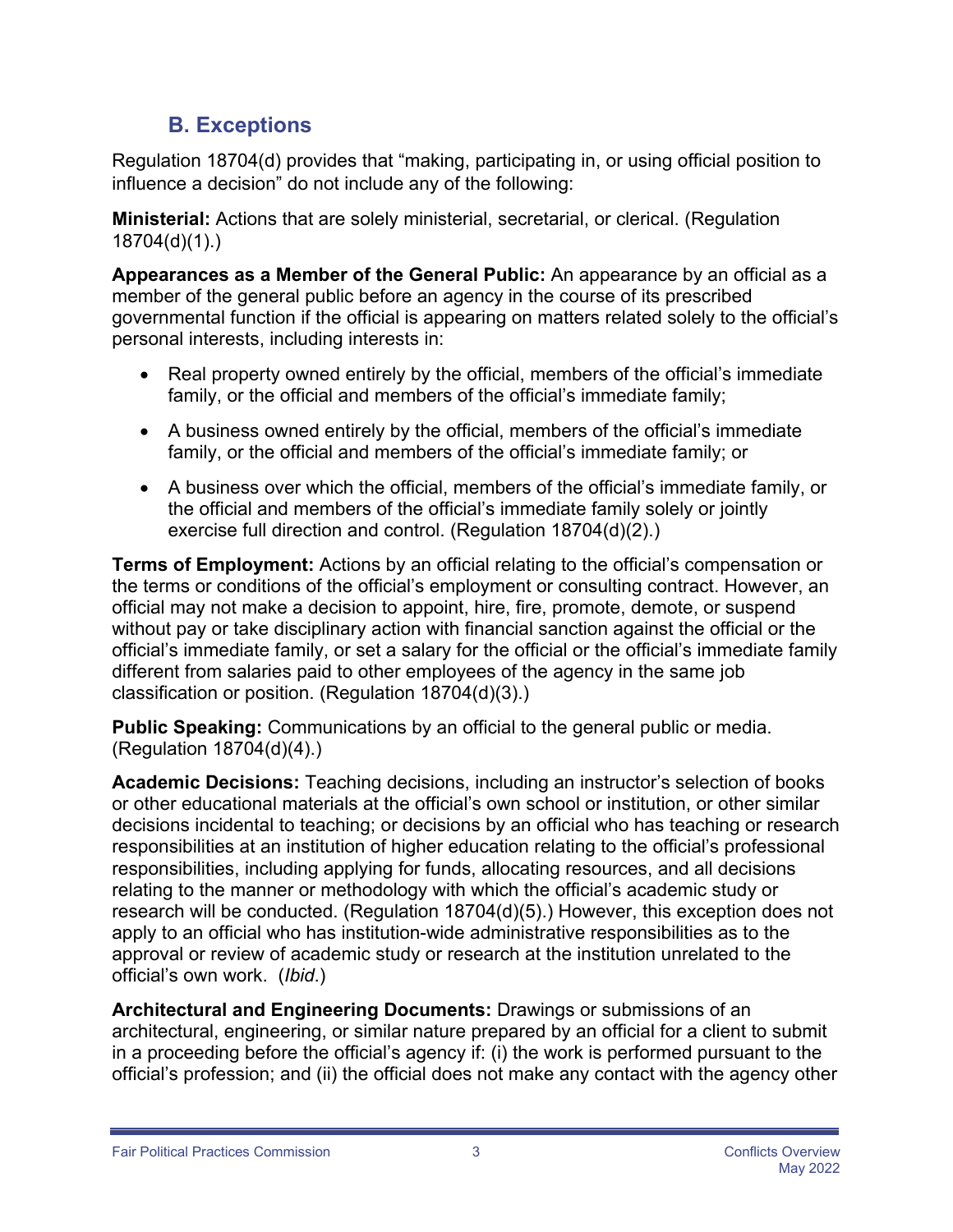## B. Exceptions

Regulation 18704(d) provides that "making, participating in, or using official position to influence a decision" do not include any of the following:

**Ministerial:** Actions that are solely ministerial, secretarial, or clerical. (Regulation 18704(d)(1).)

**Appearances as a Member of the General Public:** An appearance by an official as a member of the general public before an agency in the course of its prescribed governmental function if the official is appearing on matters related solely to the official's personal interests, including interests in:

- Real property owned entirely by the official, members of the official's immediate family, or the official and members of the official's immediate family;
- A business owned entirely by the official, members of the official's immediate family, or the official and members of the official's immediate family; or
- A business over which the official, members of the official's immediate family, or the official and members of the official's immediate family solely or jointly exercise full direction and control. (Regulation 18704(d)(2).)

**Terms of Employment:** Actions by an official relating to the official's compensation or the terms or conditions of the official's employment or consulting contract. However, an official may not make a decision to appoint, hire, fire, promote, demote, or suspend without pay or take disciplinary action with financial sanction against the official or the official's immediate family, or set a salary for the official or the official's immediate family different from salaries paid to other employees of the agency in the same job classification or position. (Regulation 18704(d)(3).)

**Public Speaking:** Communications by an official to the general public or media. (Regulation 18704(d)(4).)

**Academic Decisions:** Teaching decisions, including an instructor's selection of books or other educational materials at the official's own school or institution, or other similar decisions incidental to teaching; or decisions by an official who has teaching or research responsibilities at an institution of higher education relating to the official's professional responsibilities, including applying for funds, allocating resources, and all decisions relating to the manner or methodology with which the official's academic study or research will be conducted. (Regulation 18704(d)(5).) However, this exception does not apply to an official who has institution-wide administrative responsibilities as to the approval or review of academic study or research at the institution unrelated to the official's own work. (*Ibid*.)

**Architectural and Engineering Documents:** Drawings or submissions of an architectural, engineering, or similar nature prepared by an official for a client to submit in a proceeding before the official's agency if: (i) the work is performed pursuant to the official's profession; and (ii) the official does not make any contact with the agency other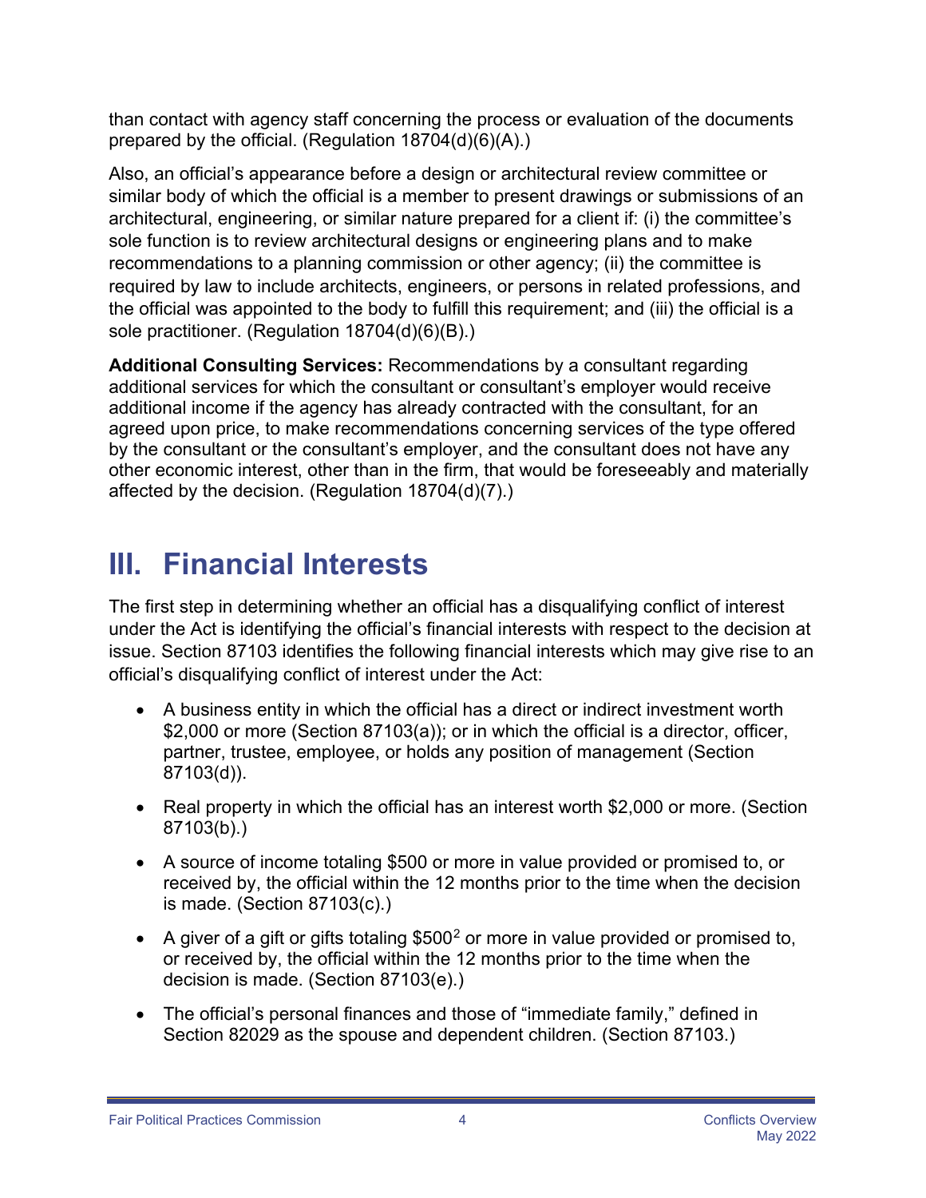than contact with agency staff concerning the process or evaluation of the documents prepared by the official. (Regulation 18704(d)(6)(A).)

Also, an official's appearance before a design or architectural review committee or similar body of which the official is a member to present drawings or submissions of an architectural, engineering, or similar nature prepared for a client if: (i) the committee's sole function is to review architectural designs or engineering plans and to make recommendations to a planning commission or other agency; (ii) the committee is required by law to include architects, engineers, or persons in related professions, and the official was appointed to the body to fulfill this requirement; and (iii) the official is a sole practitioner. (Regulation 18704(d)(6)(B).)

**Additional Consulting Services:** Recommendations by a consultant regarding additional services for which the consultant or consultant's employer would receive additional income if the agency has already contracted with the consultant, for an agreed upon price, to make recommendations concerning services of the type offered by the consultant or the consultant's employer, and the consultant does not have any other economic interest, other than in the firm, that would be foreseeably and materially affected by the decision. (Regulation 18704(d)(7).)

# III. Financial Interests

The first step in determining whether an official has a disqualifying conflict of interest under the Act is identifying the official's financial interests with respect to the decision at issue. Section 87103 identifies the following financial interests which may give rise to an official's disqualifying conflict of interest under the Act:

- A business entity in which the official has a direct or indirect investment worth $2,000 or more (Section 87103(a)); or in which the official is a director, officer, partner, trustee, employee, or holds any position of management (Section 87103(d)).
- Real property in which the official has an interest worth $2,000 or more. (Section 87103(b).)
- A source of income totaling $500 or more in value provided or promised to, or received by, the official within the 12 months prior to the time when the decision is made. (Section 87103(c).)
- A giver of a gift or gifts totaling $500[2] or more in value provided or promised to, or received by, the official within the 12 months prior to the time when the decision is made. (Section 87103(e).)
- The official's personal finances and those of "immediate family," defined in Section 82029 as the spouse and dependent children. (Section 87103.)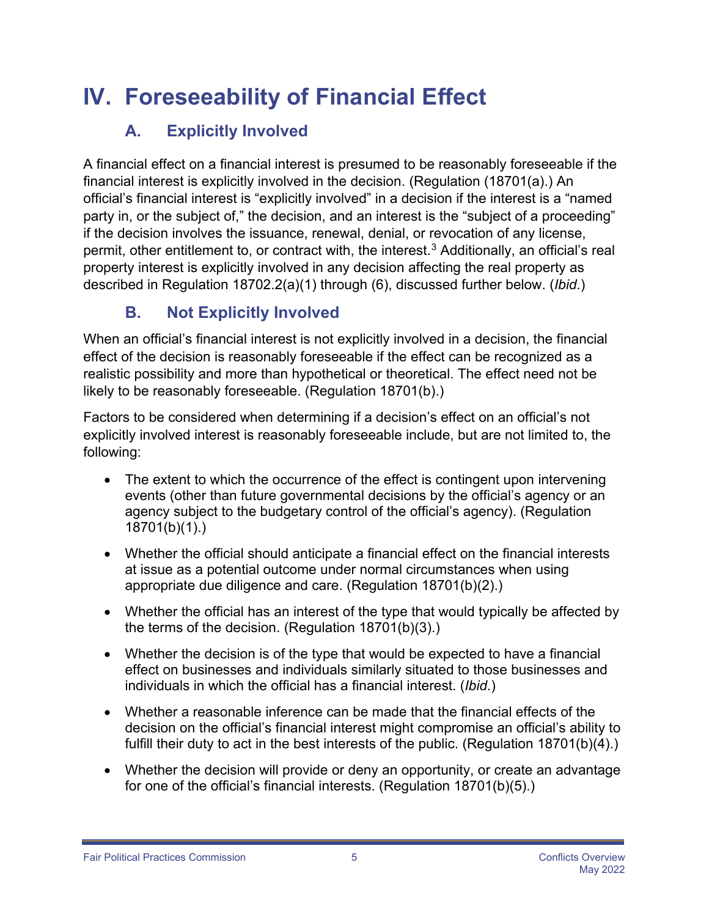# IV. Foreseeability of Financial Effect

## A. Explicitly Involved

A financial effect on a financial interest is presumed to be reasonably foreseeable if the financial interest is explicitly involved in the decision. (Regulation (18701(a).) An official's financial interest is "explicitly involved" in a decision if the interest is a "named party in, or the subject of," the decision, and an interest is the "subject of a proceeding" if the decision involves the issuance, renewal, denial, or revocation of any license, permit, other entitlement to, or contract with, the interest.[3] Additionally, an official's real property interest is explicitly involved in any decision affecting the real property as described in Regulation 18702.2(a)(1) through (6), discussed further below. (*Ibid*.)

## B. Not Explicitly Involved

When an official's financial interest is not explicitly involved in a decision, the financial effect of the decision is reasonably foreseeable if the effect can be recognized as a realistic possibility and more than hypothetical or theoretical. The effect need not be likely to be reasonably foreseeable. (Regulation 18701(b).)

Factors to be considered when determining if a decision's effect on an official's not explicitly involved interest is reasonably foreseeable include, but are not limited to, the following:

- The extent to which the occurrence of the effect is contingent upon intervening events (other than future governmental decisions by the official's agency or an agency subject to the budgetary control of the official's agency). (Regulation 18701(b)(1).)
- Whether the official should anticipate a financial effect on the financial interests at issue as a potential outcome under normal circumstances when using appropriate due diligence and care. (Regulation 18701(b)(2).)
- Whether the official has an interest of the type that would typically be affected by the terms of the decision. (Regulation 18701(b)(3).)
- Whether the decision is of the type that would be expected to have a financial effect on businesses and individuals similarly situated to those businesses and individuals in which the official has a financial interest. (*Ibid*.)
- Whether a reasonable inference can be made that the financial effects of the decision on the official's financial interest might compromise an official's ability to fulfill their duty to act in the best interests of the public. (Regulation 18701(b)(4).)
- Whether the decision will provide or deny an opportunity, or create an advantage for one of the official's financial interests. (Regulation 18701(b)(5).)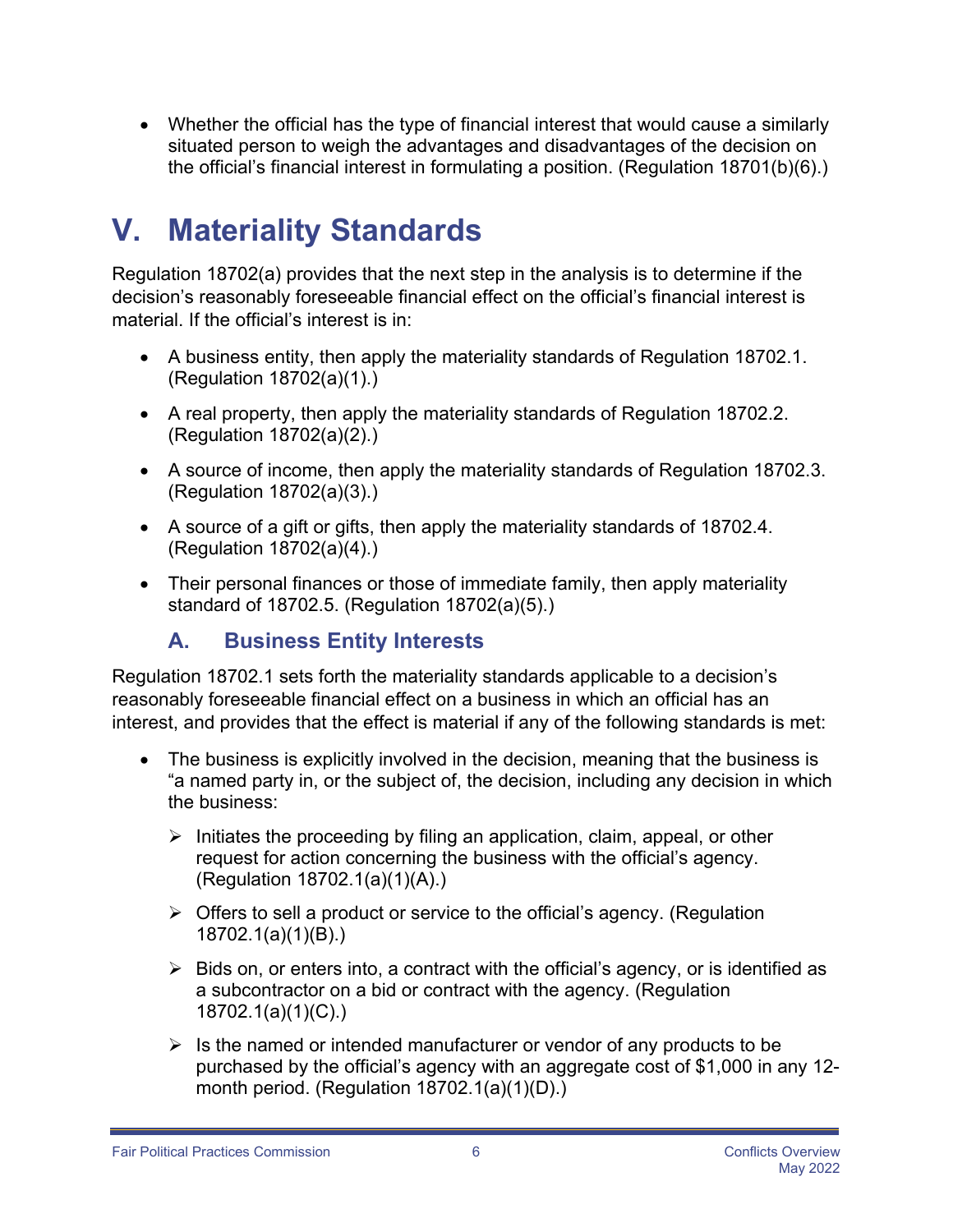- Whether the official has the type of financial interest that would cause a similarly situated person to weigh the advantages and disadvantages of the decision on the official's financial interest in formulating a position. (Regulation 18701(b)(6).)

# V. Materiality Standards

Regulation 18702(a) provides that the next step in the analysis is to determine if the decision's reasonably foreseeable financial effect on the official's financial interest is material. If the official's interest is in:

- A business entity, then apply the materiality standards of Regulation 18702.1. (Regulation 18702(a)(1).)
- A real property, then apply the materiality standards of Regulation 18702.2. (Regulation 18702(a)(2).)
- A source of income, then apply the materiality standards of Regulation 18702.3. (Regulation 18702(a)(3).)
- A source of a gift or gifts, then apply the materiality standards of 18702.4. (Regulation 18702(a)(4).)
- Their personal finances or those of immediate family, then apply materiality standard of 18702.5. (Regulation 18702(a)(5).)

## A. Business Entity Interests

Regulation 18702.1 sets forth the materiality standards applicable to a decision's reasonably foreseeable financial effect on a business in which an official has an interest, and provides that the effect is material if any of the following standards is met:

- The business is explicitly involved in the decision, meaning that the business is "a named party in, or the subject of, the decision, including any decision in which the business:
  - Initiates the proceeding by filing an application, claim, appeal, or other request for action concerning the business with the official's agency. (Regulation 18702.1(a)(1)(A).)
  - Offers to sell a product or service to the official's agency. (Regulation 18702.1(a)(1)(B).)
  - Bids on, or enters into, a contract with the official's agency, or is identified as a subcontractor on a bid or contract with the agency. (Regulation 18702.1(a)(1)(C).)
  - Is the named or intended manufacturer or vendor of any products to be purchased by the official's agency with an aggregate cost of $1,000 in any 12-month period. (Regulation 18702.1(a)(1)(D).)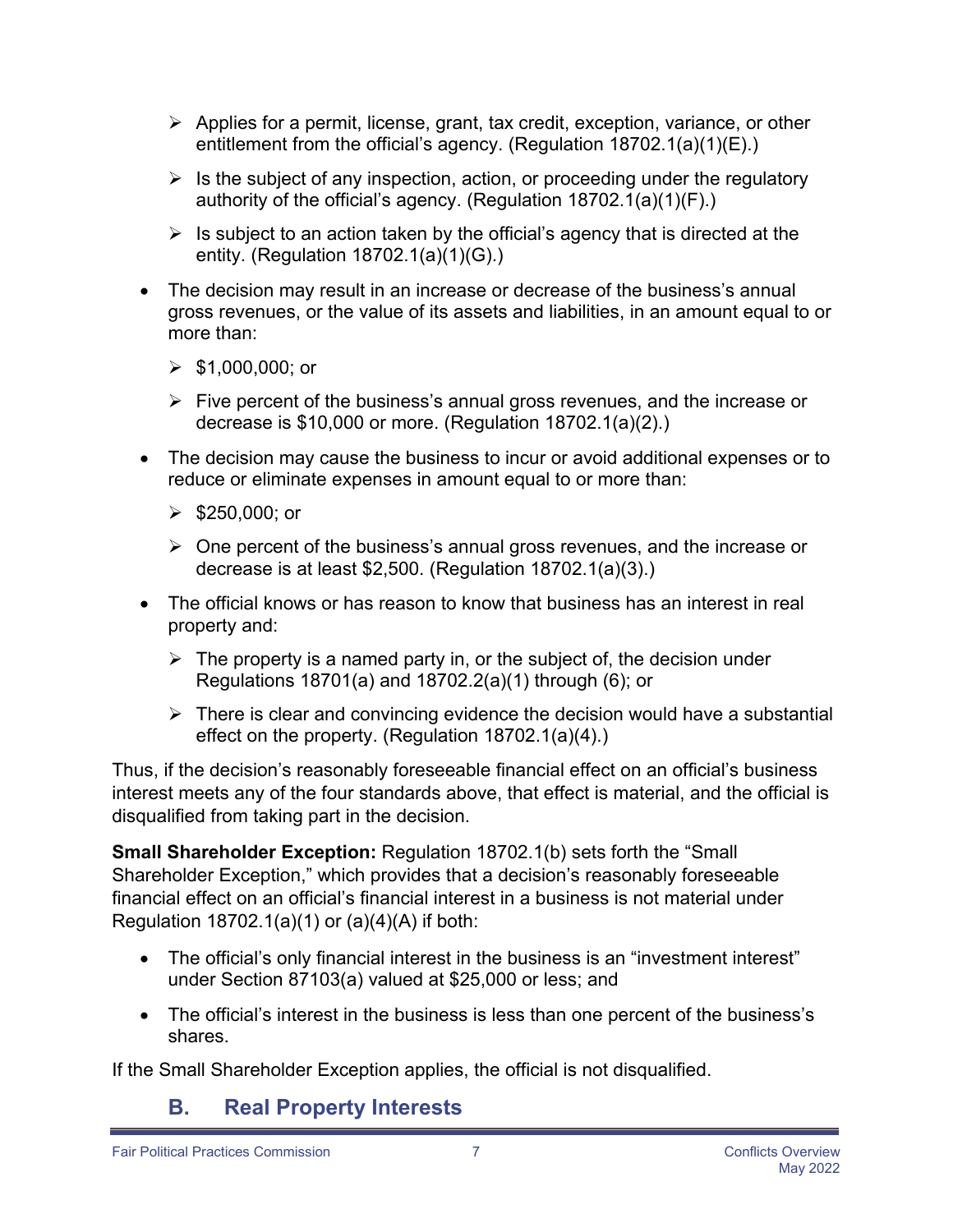- Applies for a permit, license, grant, tax credit, exception, variance, or other entitlement from the official's agency. (Regulation 18702.1(a)(1)(E).)
  - Is the subject of any inspection, action, or proceeding under the regulatory authority of the official's agency. (Regulation 18702.1(a)(1)(F).)
  - Is subject to an action taken by the official's agency that is directed at the entity. (Regulation 18702.1(a)(1)(G).)

- The decision may result in an increase or decrease of the business's annual gross revenues, or the value of its assets and liabilities, in an amount equal to or more than:
  - $1,000,000; or
  - Five percent of the business's annual gross revenues, and the increase or decrease is $10,000 or more. (Regulation 18702.1(a)(2).)

- The decision may cause the business to incur or avoid additional expenses or to reduce or eliminate expenses in amount equal to or more than:
  - $250,000; or
  - One percent of the business's annual gross revenues, and the increase or decrease is at least $2,500. (Regulation 18702.1(a)(3).)

- The official knows or has reason to know that business has an interest in real property and:
  - The property is a named party in, or the subject of, the decision under Regulations 18701(a) and 18702.2(a)(1) through (6); or
  - There is clear and convincing evidence the decision would have a substantial effect on the property. (Regulation 18702.1(a)(4).)

Thus, if the decision's reasonably foreseeable financial effect on an official's business interest meets any of the four standards above, that effect is material, and the official is disqualified from taking part in the decision.

**Small Shareholder Exception:** Regulation 18702.1(b) sets forth the "Small Shareholder Exception," which provides that a decision's reasonably foreseeable financial effect on an official's financial interest in a business is not material under Regulation 18702.1(a)(1) or (a)(4)(A) if both:

- The official's only financial interest in the business is an "investment interest" under Section 87103(a) valued at $25,000 or less; and
- The official's interest in the business is less than one percent of the business's shares.

If the Small Shareholder Exception applies, the official is not disqualified.

## B. Real Property Interests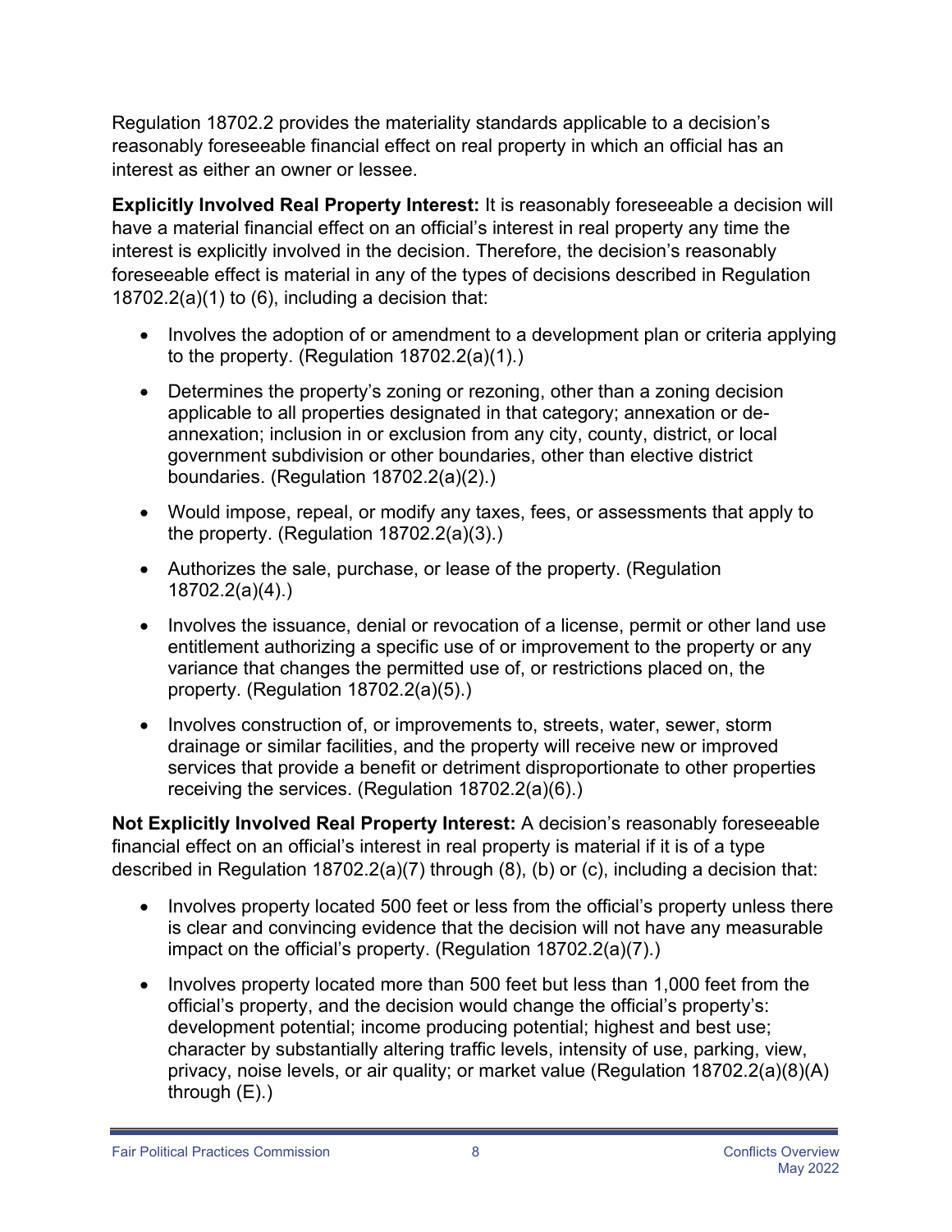Regulation 18702.2 provides the materiality standards applicable to a decision's reasonably foreseeable financial effect on real property in which an official has an interest as either an owner or lessee.

**Explicitly Involved Real Property Interest:** It is reasonably foreseeable a decision will have a material financial effect on an official's interest in real property any time the interest is explicitly involved in the decision. Therefore, the decision's reasonably foreseeable effect is material in any of the types of decisions described in Regulation 18702.2(a)(1) to (6), including a decision that:

- Involves the adoption of or amendment to a development plan or criteria applying to the property. (Regulation 18702.2(a)(1).)
- Determines the property's zoning or rezoning, other than a zoning decision applicable to all properties designated in that category; annexation or de-annexation; inclusion in or exclusion from any city, county, district, or local government subdivision or other boundaries, other than elective district boundaries. (Regulation 18702.2(a)(2).)
- Would impose, repeal, or modify any taxes, fees, or assessments that apply to the property. (Regulation 18702.2(a)(3).)
- Authorizes the sale, purchase, or lease of the property. (Regulation 18702.2(a)(4).)
- Involves the issuance, denial or revocation of a license, permit or other land use entitlement authorizing a specific use of or improvement to the property or any variance that changes the permitted use of, or restrictions placed on, the property. (Regulation 18702.2(a)(5).)
- Involves construction of, or improvements to, streets, water, sewer, storm drainage or similar facilities, and the property will receive new or improved services that provide a benefit or detriment disproportionate to other properties receiving the services. (Regulation 18702.2(a)(6).)

**Not Explicitly Involved Real Property Interest:** A decision's reasonably foreseeable financial effect on an official's interest in real property is material if it is of a type described in Regulation 18702.2(a)(7) through (8), (b) or (c), including a decision that:

- Involves property located 500 feet or less from the official's property unless there is clear and convincing evidence that the decision will not have any measurable impact on the official's property. (Regulation 18702.2(a)(7).)
- Involves property located more than 500 feet but less than 1,000 feet from the official's property, and the decision would change the official's property's: development potential; income producing potential; highest and best use; character by substantially altering traffic levels, intensity of use, parking, view, privacy, noise levels, or air quality; or market value (Regulation 18702.2(a)(8)(A) through (E).)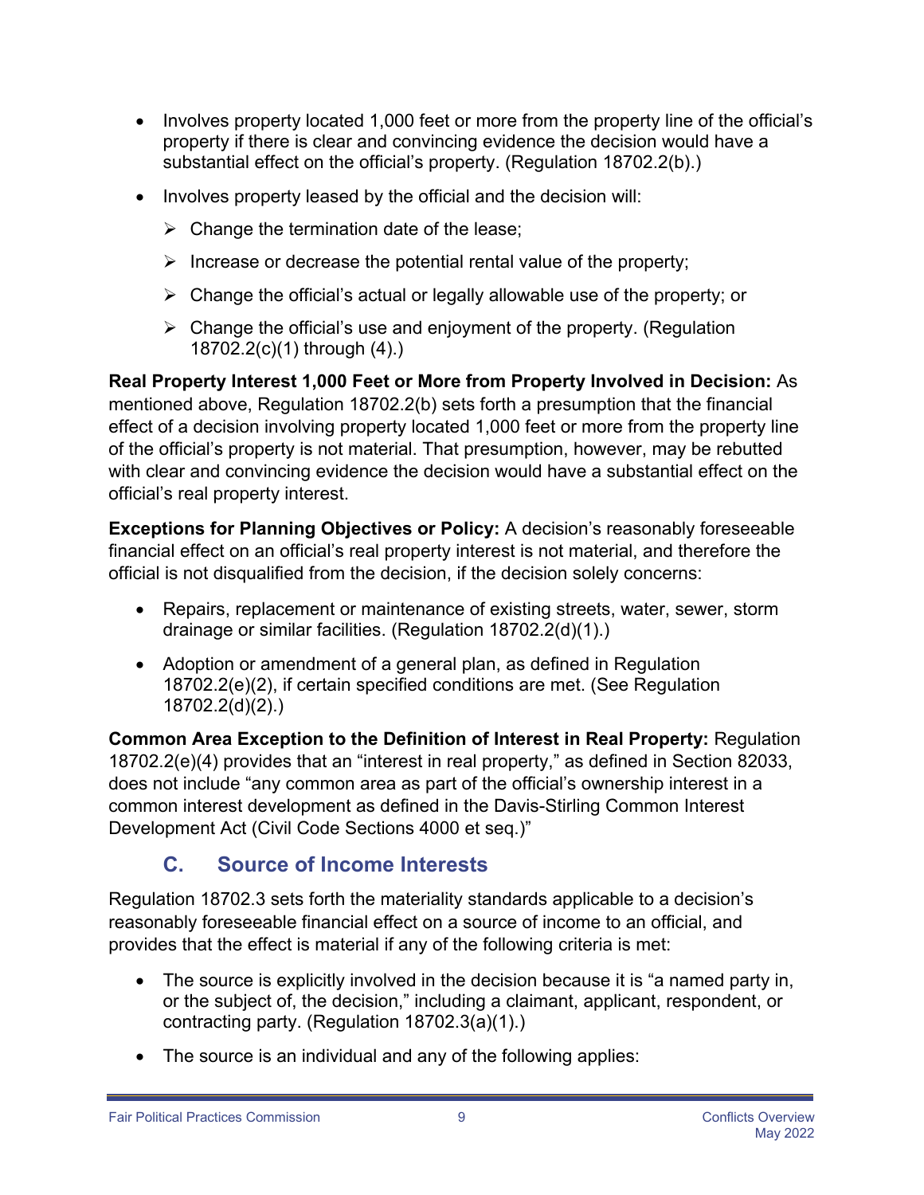- Involves property located 1,000 feet or more from the property line of the official's property if there is clear and convincing evidence the decision would have a substantial effect on the official's property. (Regulation 18702.2(b).)
- Involves property leased by the official and the decision will:
  - Change the termination date of the lease;
  - Increase or decrease the potential rental value of the property;
  - Change the official's actual or legally allowable use of the property; or
  - Change the official's use and enjoyment of the property. (Regulation 18702.2(c)(1) through (4).)

**Real Property Interest 1,000 Feet or More from Property Involved in Decision:** As mentioned above, Regulation 18702.2(b) sets forth a presumption that the financial effect of a decision involving property located 1,000 feet or more from the property line of the official's property is not material. That presumption, however, may be rebutted with clear and convincing evidence the decision would have a substantial effect on the official's real property interest.

**Exceptions for Planning Objectives or Policy:** A decision's reasonably foreseeable financial effect on an official's real property interest is not material, and therefore the official is not disqualified from the decision, if the decision solely concerns:

- Repairs, replacement or maintenance of existing streets, water, sewer, storm drainage or similar facilities. (Regulation 18702.2(d)(1).)
- Adoption or amendment of a general plan, as defined in Regulation 18702.2(e)(2), if certain specified conditions are met. (See Regulation 18702.2(d)(2).)

**Common Area Exception to the Definition of Interest in Real Property:** Regulation 18702.2(e)(4) provides that an "interest in real property," as defined in Section 82033, does not include "any common area as part of the official's ownership interest in a common interest development as defined in the Davis-Stirling Common Interest Development Act (Civil Code Sections 4000 et seq.)"

## C. Source of Income Interests

Regulation 18702.3 sets forth the materiality standards applicable to a decision's reasonably foreseeable financial effect on a source of income to an official, and provides that the effect is material if any of the following criteria is met:

- The source is explicitly involved in the decision because it is "a named party in, or the subject of, the decision," including a claimant, applicant, respondent, or contracting party. (Regulation 18702.3(a)(1).)
- The source is an individual and any of the following applies: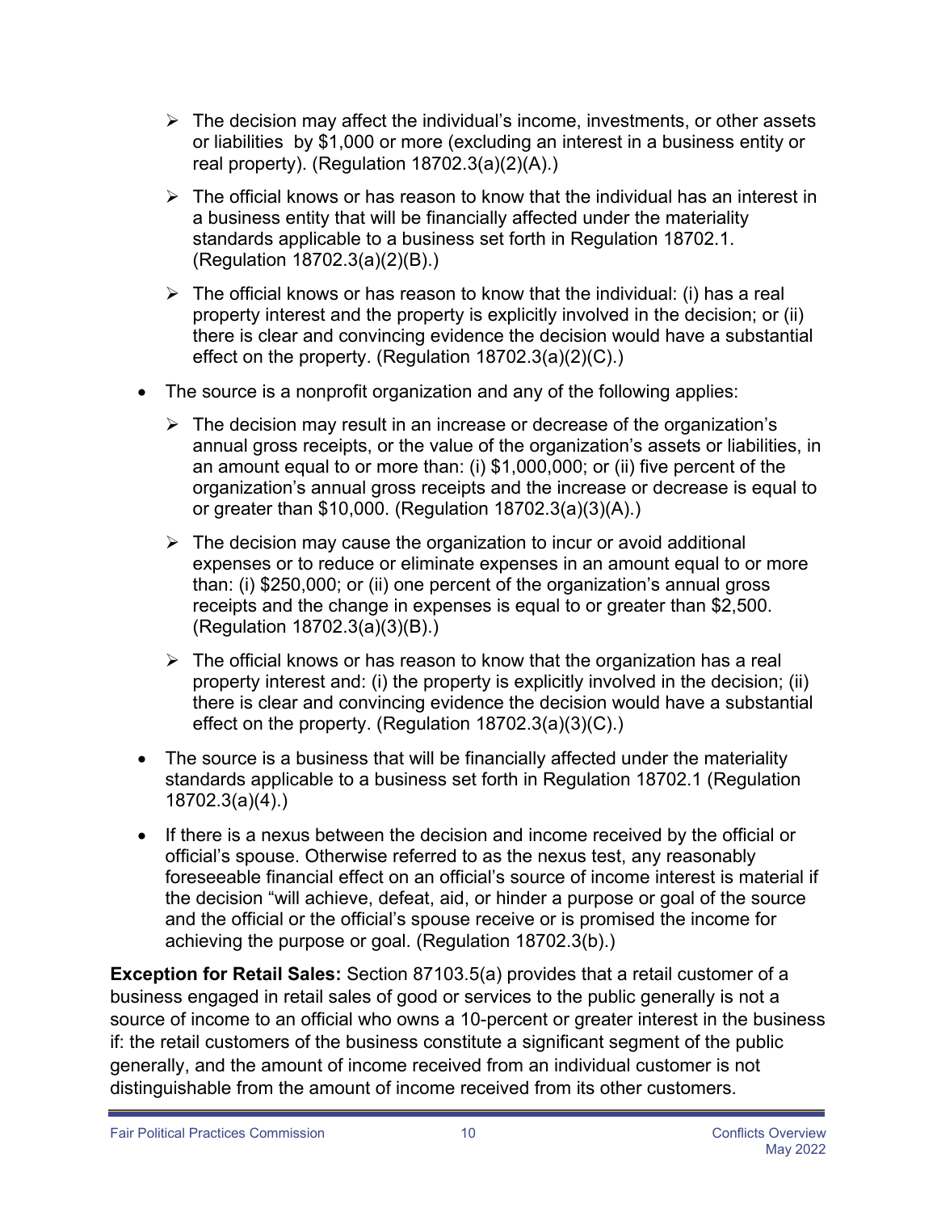- The decision may affect the individual's income, investments, or other assets or liabilities  by $1,000 or more (excluding an interest in a business entity or real property). (Regulation 18702.3(a)(2)(A).)
   - The official knows or has reason to know that the individual has an interest in a business entity that will be financially affected under the materiality standards applicable to a business set forth in Regulation 18702.1. (Regulation 18702.3(a)(2)(B).)
   - The official knows or has reason to know that the individual: (i) has a real property interest and the property is explicitly involved in the decision; or (ii) there is clear and convincing evidence the decision would have a substantial effect on the property. (Regulation 18702.3(a)(2)(C).)

- The source is a nonprofit organization and any of the following applies:
   - The decision may result in an increase or decrease of the organization's annual gross receipts, or the value of the organization's assets or liabilities, in an amount equal to or more than: (i) $1,000,000; or (ii) five percent of the organization's annual gross receipts and the increase or decrease is equal to or greater than $10,000. (Regulation 18702.3(a)(3)(A).)
   - The decision may cause the organization to incur or avoid additional expenses or to reduce or eliminate expenses in an amount equal to or more than: (i) $250,000; or (ii) one percent of the organization's annual gross receipts and the change in expenses is equal to or greater than $2,500. (Regulation 18702.3(a)(3)(B).)
   - The official knows or has reason to know that the organization has a real property interest and: (i) the property is explicitly involved in the decision; (ii) there is clear and convincing evidence the decision would have a substantial effect on the property. (Regulation 18702.3(a)(3)(C).)

- The source is a business that will be financially affected under the materiality standards applicable to a business set forth in Regulation 18702.1 (Regulation 18702.3(a)(4).)
- If there is a nexus between the decision and income received by the official or official's spouse. Otherwise referred to as the nexus test, any reasonably foreseeable financial effect on an official's source of income interest is material if the decision "will achieve, defeat, aid, or hinder a purpose or goal of the source and the official or the official's spouse receive or is promised the income for achieving the purpose or goal. (Regulation 18702.3(b).)

**Exception for Retail Sales:** Section 87103.5(a) provides that a retail customer of a business engaged in retail sales of good or services to the public generally is not a source of income to an official who owns a 10-percent or greater interest in the business if: the retail customers of the business constitute a significant segment of the public generally, and the amount of income received from an individual customer is not distinguishable from the amount of income received from its other customers.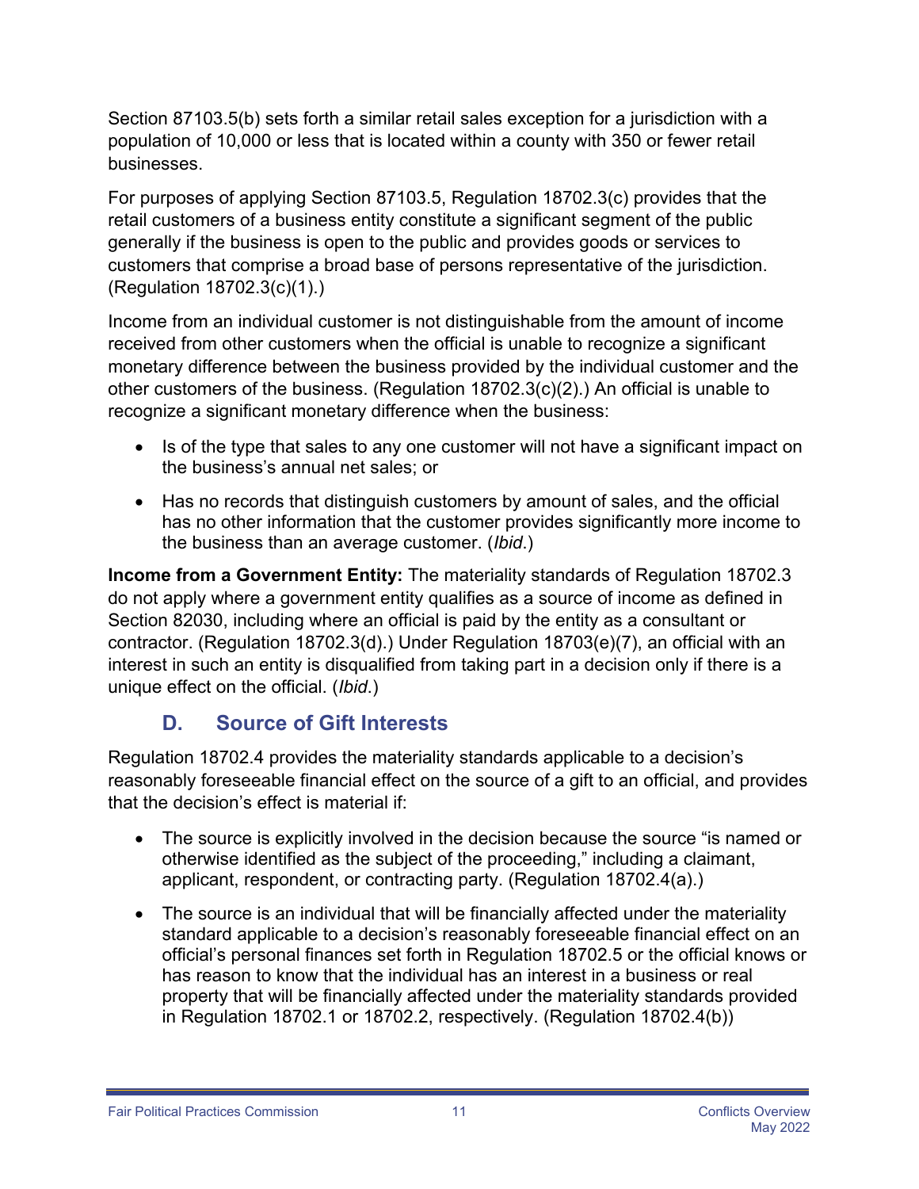Section 87103.5(b) sets forth a similar retail sales exception for a jurisdiction with a population of 10,000 or less that is located within a county with 350 or fewer retail businesses.

For purposes of applying Section 87103.5, Regulation 18702.3(c) provides that the retail customers of a business entity constitute a significant segment of the public generally if the business is open to the public and provides goods or services to customers that comprise a broad base of persons representative of the jurisdiction. (Regulation 18702.3(c)(1).)

Income from an individual customer is not distinguishable from the amount of income received from other customers when the official is unable to recognize a significant monetary difference between the business provided by the individual customer and the other customers of the business. (Regulation 18702.3(c)(2).) An official is unable to recognize a significant monetary difference when the business:

- Is of the type that sales to any one customer will not have a significant impact on the business's annual net sales; or
- Has no records that distinguish customers by amount of sales, and the official has no other information that the customer provides significantly more income to the business than an average customer. (*Ibid.*)

**Income from a Government Entity:** The materiality standards of Regulation 18702.3 do not apply where a government entity qualifies as a source of income as defined in Section 82030, including where an official is paid by the entity as a consultant or contractor. (Regulation 18702.3(d).) Under Regulation 18703(e)(7), an official with an interest in such an entity is disqualified from taking part in a decision only if there is a unique effect on the official. (*Ibid.*)

## D. Source of Gift Interests

Regulation 18702.4 provides the materiality standards applicable to a decision's reasonably foreseeable financial effect on the source of a gift to an official, and provides that the decision's effect is material if:

- The source is explicitly involved in the decision because the source "is named or otherwise identified as the subject of the proceeding," including a claimant, applicant, respondent, or contracting party. (Regulation 18702.4(a).)
- The source is an individual that will be financially affected under the materiality standard applicable to a decision's reasonably foreseeable financial effect on an official's personal finances set forth in Regulation 18702.5 or the official knows or has reason to know that the individual has an interest in a business or real property that will be financially affected under the materiality standards provided in Regulation 18702.1 or 18702.2, respectively. (Regulation 18702.4(b))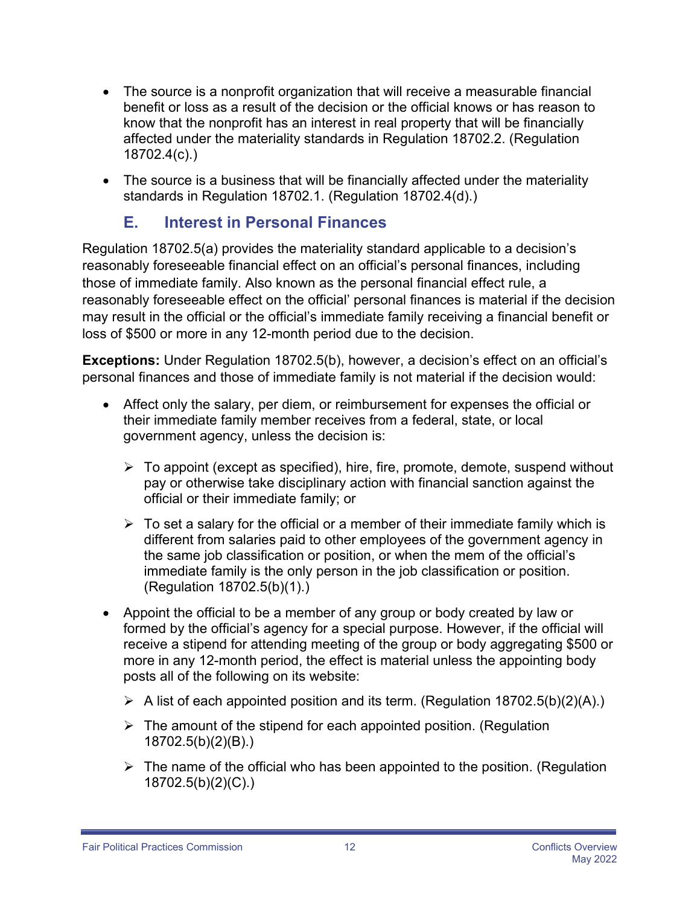- The source is a nonprofit organization that will receive a measurable financial benefit or loss as a result of the decision or the official knows or has reason to know that the nonprofit has an interest in real property that will be financially affected under the materiality standards in Regulation 18702.2. (Regulation 18702.4(c).)
- The source is a business that will be financially affected under the materiality standards in Regulation 18702.1. (Regulation 18702.4(d).)

## E. Interest in Personal Finances

Regulation 18702.5(a) provides the materiality standard applicable to a decision's reasonably foreseeable financial effect on an official's personal finances, including those of immediate family. Also known as the personal financial effect rule, a reasonably foreseeable effect on the official' personal finances is material if the decision may result in the official or the official's immediate family receiving a financial benefit or loss of $500 or more in any 12-month period due to the decision.

**Exceptions:** Under Regulation 18702.5(b), however, a decision's effect on an official's personal finances and those of immediate family is not material if the decision would:

- Affect only the salary, per diem, or reimbursement for expenses the official or their immediate family member receives from a federal, state, or local government agency, unless the decision is:
  - To appoint (except as specified), hire, fire, promote, demote, suspend without pay or otherwise take disciplinary action with financial sanction against the official or their immediate family; or
  - To set a salary for the official or a member of their immediate family which is different from salaries paid to other employees of the government agency in the same job classification or position, or when the mem of the official's immediate family is the only person in the job classification or position. (Regulation 18702.5(b)(1).)
- Appoint the official to be a member of any group or body created by law or formed by the official's agency for a special purpose. However, if the official will receive a stipend for attending meeting of the group or body aggregating $500 or more in any 12-month period, the effect is material unless the appointing body posts all of the following on its website:
  - A list of each appointed position and its term. (Regulation 18702.5(b)(2)(A).)
  - The amount of the stipend for each appointed position. (Regulation 18702.5(b)(2)(B).)
  - The name of the official who has been appointed to the position. (Regulation 18702.5(b)(2)(C).)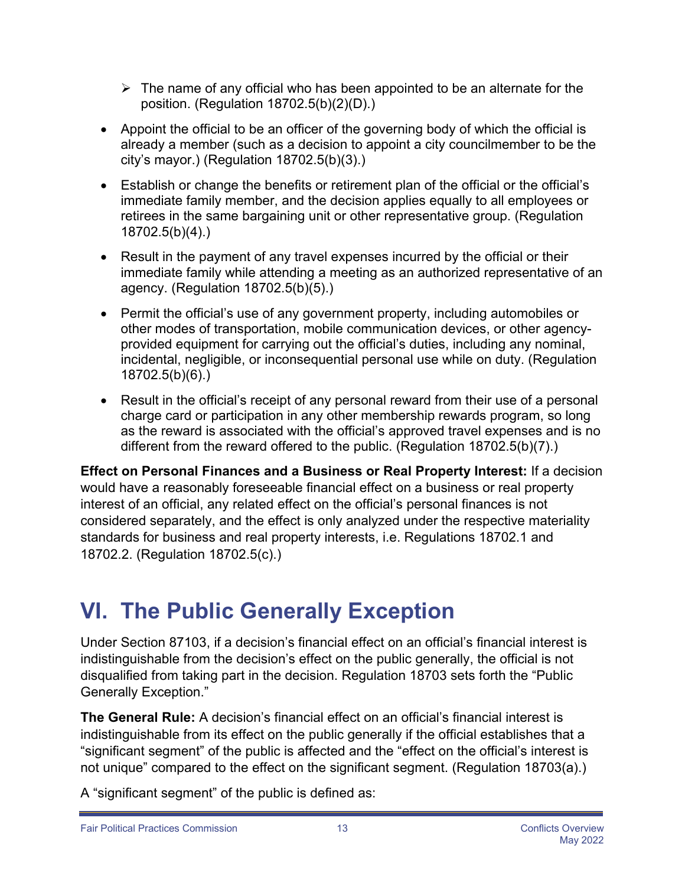- The name of any official who has been appointed to be an alternate for the position. (Regulation 18702.5(b)(2)(D).)

- Appoint the official to be an officer of the governing body of which the official is already a member (such as a decision to appoint a city councilmember to be the city's mayor.) (Regulation 18702.5(b)(3).)
- Establish or change the benefits or retirement plan of the official or the official's immediate family member, and the decision applies equally to all employees or retirees in the same bargaining unit or other representative group. (Regulation 18702.5(b)(4).)
- Result in the payment of any travel expenses incurred by the official or their immediate family while attending a meeting as an authorized representative of an agency. (Regulation 18702.5(b)(5).)
- Permit the official's use of any government property, including automobiles or other modes of transportation, mobile communication devices, or other agency-provided equipment for carrying out the official's duties, including any nominal, incidental, negligible, or inconsequential personal use while on duty. (Regulation 18702.5(b)(6).)
- Result in the official's receipt of any personal reward from their use of a personal charge card or participation in any other membership rewards program, so long as the reward is associated with the official's approved travel expenses and is no different from the reward offered to the public. (Regulation 18702.5(b)(7).)

**Effect on Personal Finances and a Business or Real Property Interest:** If a decision would have a reasonably foreseeable financial effect on a business or real property interest of an official, any related effect on the official's personal finances is not considered separately, and the effect is only analyzed under the respective materiality standards for business and real property interests, i.e. Regulations 18702.1 and 18702.2. (Regulation 18702.5(c).)

# VI. The Public Generally Exception

Under Section 87103, if a decision's financial effect on an official's financial interest is indistinguishable from the decision's effect on the public generally, the official is not disqualified from taking part in the decision. Regulation 18703 sets forth the "Public Generally Exception."

**The General Rule:** A decision's financial effect on an official's financial interest is indistinguishable from its effect on the public generally if the official establishes that a "significant segment" of the public is affected and the "effect on the official's interest is not unique" compared to the effect on the significant segment. (Regulation 18703(a).)

A "significant segment" of the public is defined as: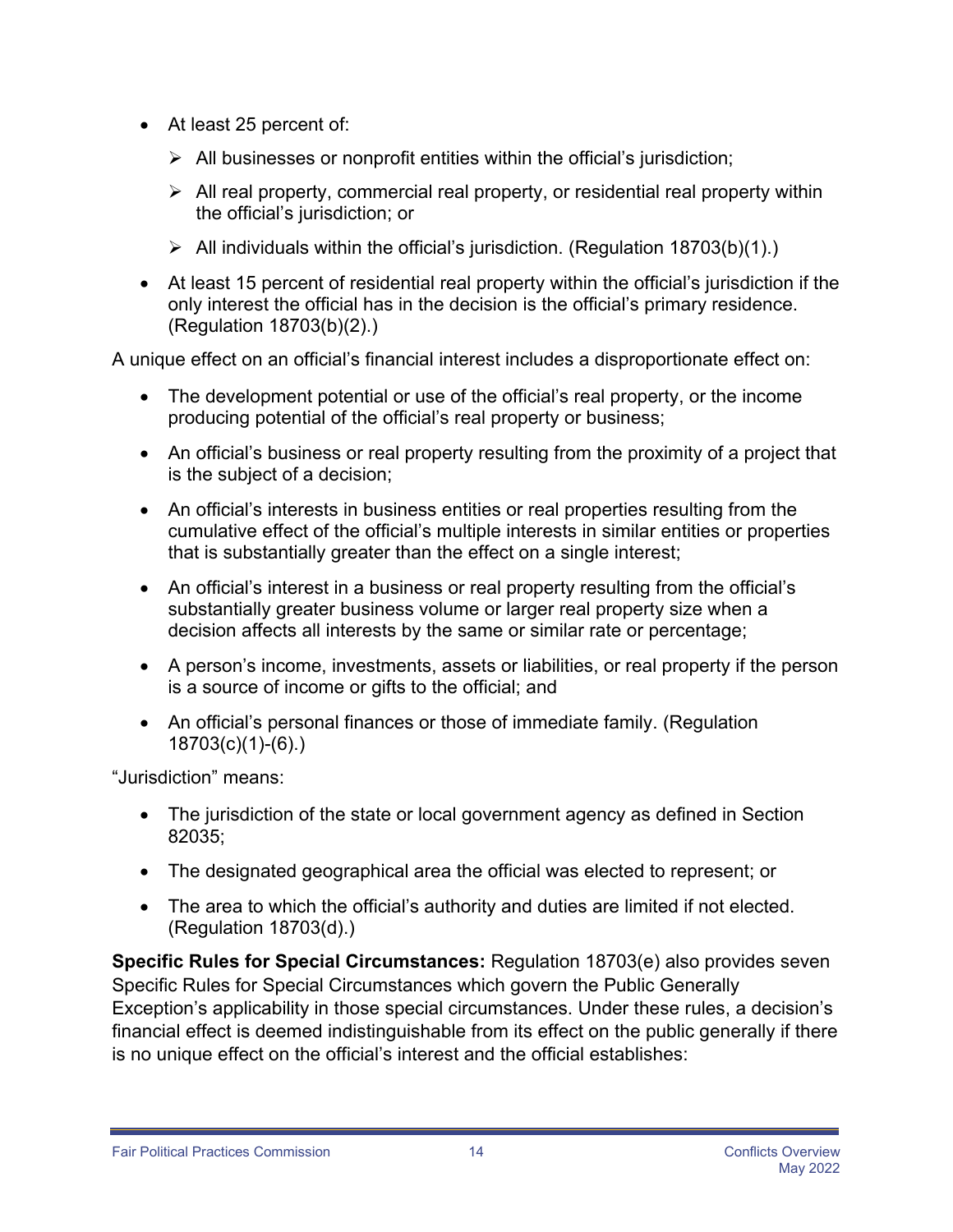- At least 25 percent of:
  - All businesses or nonprofit entities within the official's jurisdiction;
  - All real property, commercial real property, or residential real property within the official's jurisdiction; or
  - All individuals within the official's jurisdiction. (Regulation 18703(b)(1).)
- At least 15 percent of residential real property within the official's jurisdiction if the only interest the official has in the decision is the official's primary residence. (Regulation 18703(b)(2).)

A unique effect on an official's financial interest includes a disproportionate effect on:

- The development potential or use of the official's real property, or the income producing potential of the official's real property or business;
- An official's business or real property resulting from the proximity of a project that is the subject of a decision;
- An official's interests in business entities or real properties resulting from the cumulative effect of the official's multiple interests in similar entities or properties that is substantially greater than the effect on a single interest;
- An official's interest in a business or real property resulting from the official's substantially greater business volume or larger real property size when a decision affects all interests by the same or similar rate or percentage;
- A person's income, investments, assets or liabilities, or real property if the person is a source of income or gifts to the official; and
- An official's personal finances or those of immediate family. (Regulation 18703(c)(1)-(6).)

"Jurisdiction" means:

- The jurisdiction of the state or local government agency as defined in Section 82035;
- The designated geographical area the official was elected to represent; or
- The area to which the official's authority and duties are limited if not elected. (Regulation 18703(d).)

**Specific Rules for Special Circumstances:** Regulation 18703(e) also provides seven Specific Rules for Special Circumstances which govern the Public Generally Exception's applicability in those special circumstances. Under these rules, a decision's financial effect is deemed indistinguishable from its effect on the public generally if there is no unique effect on the official's interest and the official establishes: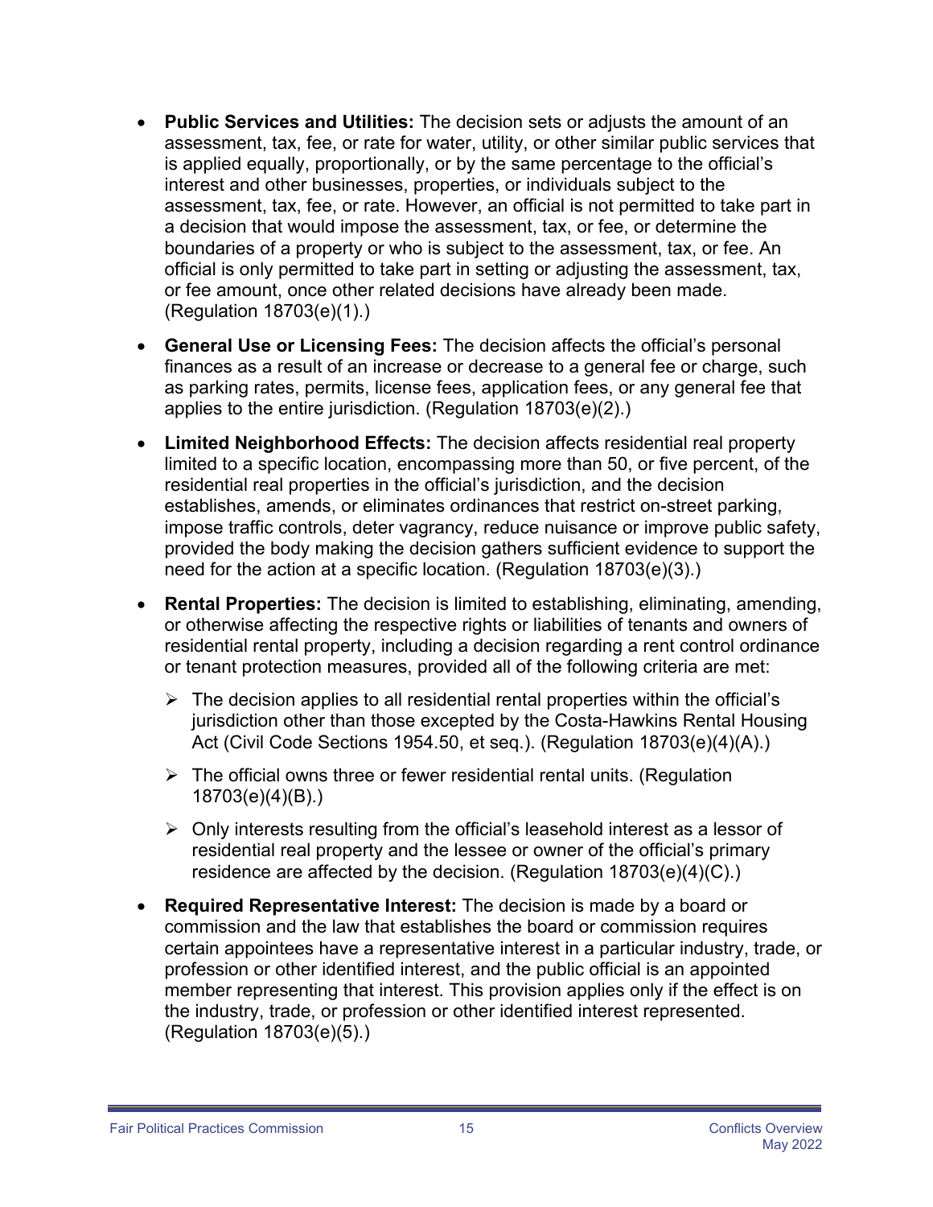- **Public Services and Utilities:** The decision sets or adjusts the amount of an assessment, tax, fee, or rate for water, utility, or other similar public services that is applied equally, proportionally, or by the same percentage to the official's interest and other businesses, properties, or individuals subject to the assessment, tax, fee, or rate. However, an official is not permitted to take part in a decision that would impose the assessment, tax, or fee, or determine the boundaries of a property or who is subject to the assessment, tax, or fee. An official is only permitted to take part in setting or adjusting the assessment, tax, or fee amount, once other related decisions have already been made. (Regulation 18703(e)(1).)

- **General Use or Licensing Fees:** The decision affects the official's personal finances as a result of an increase or decrease to a general fee or charge, such as parking rates, permits, license fees, application fees, or any general fee that applies to the entire jurisdiction. (Regulation 18703(e)(2).)

- **Limited Neighborhood Effects:** The decision affects residential real property limited to a specific location, encompassing more than 50, or five percent, of the residential real properties in the official's jurisdiction, and the decision establishes, amends, or eliminates ordinances that restrict on-street parking, impose traffic controls, deter vagrancy, reduce nuisance or improve public safety, provided the body making the decision gathers sufficient evidence to support the need for the action at a specific location. (Regulation 18703(e)(3).)

- **Rental Properties:** The decision is limited to establishing, eliminating, amending, or otherwise affecting the respective rights or liabilities of tenants and owners of residential rental property, including a decision regarding a rent control ordinance or tenant protection measures, provided all of the following criteria are met:
  - The decision applies to all residential rental properties within the official's jurisdiction other than those excepted by the Costa-Hawkins Rental Housing Act (Civil Code Sections 1954.50, et seq.). (Regulation 18703(e)(4)(A).)
  - The official owns three or fewer residential rental units. (Regulation 18703(e)(4)(B).)
  - Only interests resulting from the official's leasehold interest as a lessor of residential real property and the lessee or owner of the official's primary residence are affected by the decision. (Regulation 18703(e)(4)(C).)

- **Required Representative Interest:** The decision is made by a board or commission and the law that establishes the board or commission requires certain appointees have a representative interest in a particular industry, trade, or profession or other identified interest, and the public official is an appointed member representing that interest. This provision applies only if the effect is on the industry, trade, or profession or other identified interest represented. (Regulation 18703(e)(5).)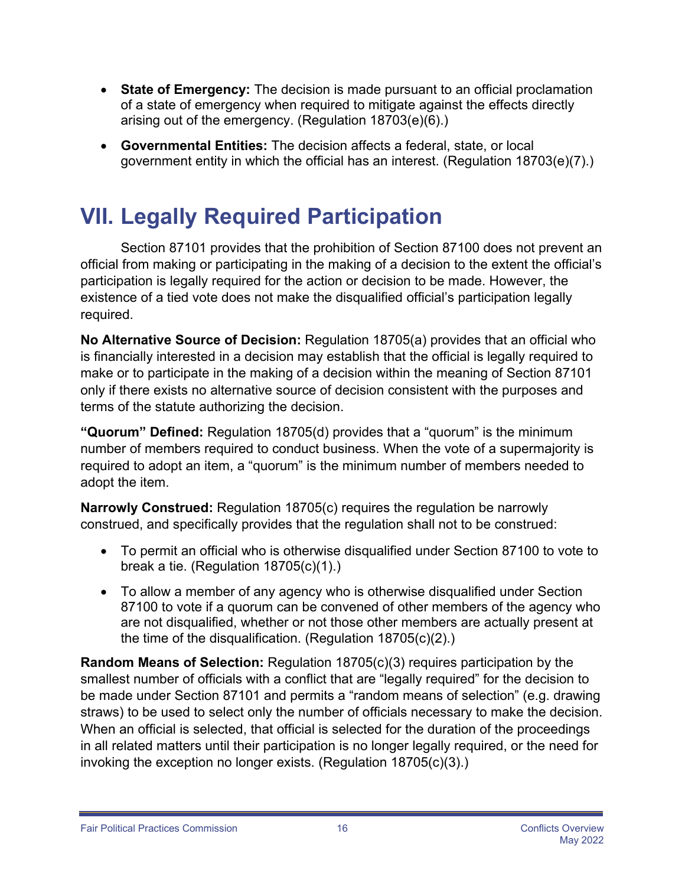- **State of Emergency:** The decision is made pursuant to an official proclamation of a state of emergency when required to mitigate against the effects directly arising out of the emergency. (Regulation 18703(e)(6).)
- **Governmental Entities:** The decision affects a federal, state, or local government entity in which the official has an interest. (Regulation 18703(e)(7).)

# VII. Legally Required Participation

Section 87101 provides that the prohibition of Section 87100 does not prevent an official from making or participating in the making of a decision to the extent the official's participation is legally required for the action or decision to be made. However, the existence of a tied vote does not make the disqualified official's participation legally required.

**No Alternative Source of Decision:** Regulation 18705(a) provides that an official who is financially interested in a decision may establish that the official is legally required to make or to participate in the making of a decision within the meaning of Section 87101 only if there exists no alternative source of decision consistent with the purposes and terms of the statute authorizing the decision.

**"Quorum" Defined:** Regulation 18705(d) provides that a "quorum" is the minimum number of members required to conduct business. When the vote of a supermajority is required to adopt an item, a "quorum" is the minimum number of members needed to adopt the item.

**Narrowly Construed:** Regulation 18705(c) requires the regulation be narrowly construed, and specifically provides that the regulation shall not to be construed:

- To permit an official who is otherwise disqualified under Section 87100 to vote to break a tie. (Regulation 18705(c)(1).)
- To allow a member of any agency who is otherwise disqualified under Section 87100 to vote if a quorum can be convened of other members of the agency who are not disqualified, whether or not those other members are actually present at the time of the disqualification. (Regulation 18705(c)(2).)

**Random Means of Selection:** Regulation 18705(c)(3) requires participation by the smallest number of officials with a conflict that are "legally required" for the decision to be made under Section 87101 and permits a "random means of selection" (e.g. drawing straws) to be used to select only the number of officials necessary to make the decision. When an official is selected, that official is selected for the duration of the proceedings in all related matters until their participation is no longer legally required, or the need for invoking the exception no longer exists. (Regulation 18705(c)(3).)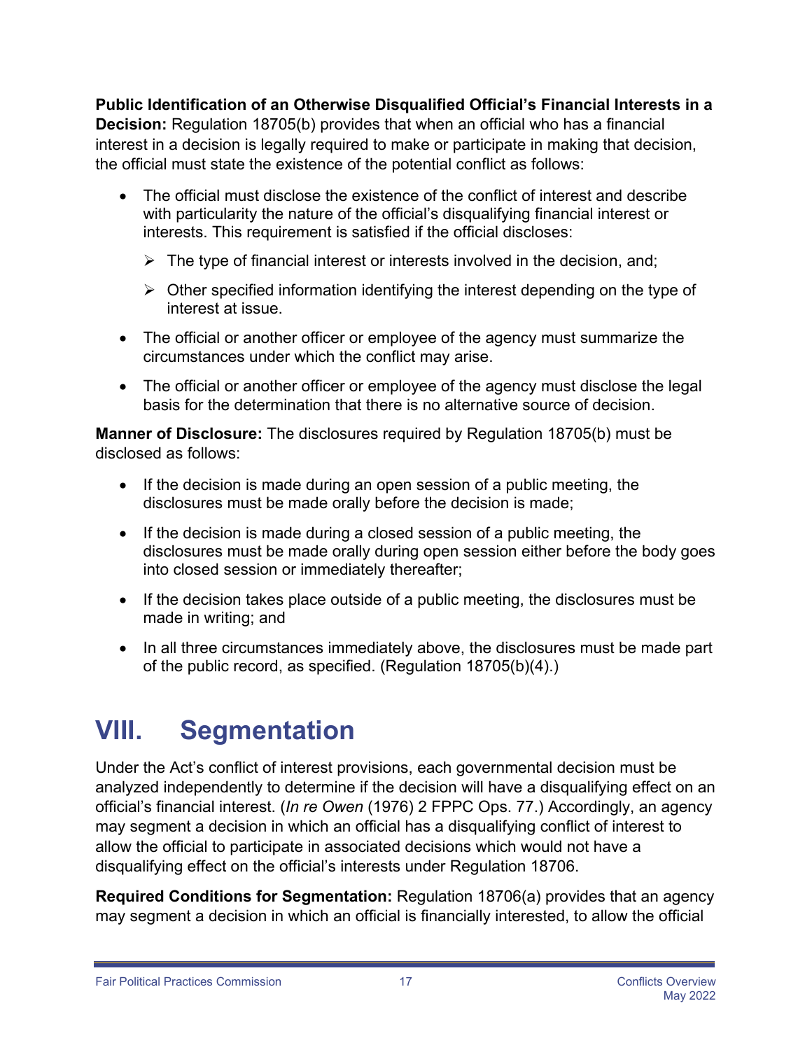**Public Identification of an Otherwise Disqualified Official's Financial Interests in a Decision:** Regulation 18705(b) provides that when an official who has a financial interest in a decision is legally required to make or participate in making that decision, the official must state the existence of the potential conflict as follows:

- The official must disclose the existence of the conflict of interest and describe with particularity the nature of the official's disqualifying financial interest or interests. This requirement is satisfied if the official discloses:
  - The type of financial interest or interests involved in the decision, and;
  - Other specified information identifying the interest depending on the type of interest at issue.
- The official or another officer or employee of the agency must summarize the circumstances under which the conflict may arise.
- The official or another officer or employee of the agency must disclose the legal basis for the determination that there is no alternative source of decision.

**Manner of Disclosure:** The disclosures required by Regulation 18705(b) must be disclosed as follows:

- If the decision is made during an open session of a public meeting, the disclosures must be made orally before the decision is made;
- If the decision is made during a closed session of a public meeting, the disclosures must be made orally during open session either before the body goes into closed session or immediately thereafter;
- If the decision takes place outside of a public meeting, the disclosures must be made in writing; and
- In all three circumstances immediately above, the disclosures must be made part of the public record, as specified. (Regulation 18705(b)(4).)

# VIII. Segmentation

Under the Act's conflict of interest provisions, each governmental decision must be analyzed independently to determine if the decision will have a disqualifying effect on an official's financial interest. (*In re Owen* (1976) 2 FPPC Ops. 77.) Accordingly, an agency may segment a decision in which an official has a disqualifying conflict of interest to allow the official to participate in associated decisions which would not have a disqualifying effect on the official's interests under Regulation 18706.

**Required Conditions for Segmentation:** Regulation 18706(a) provides that an agency may segment a decision in which an official is financially interested, to allow the official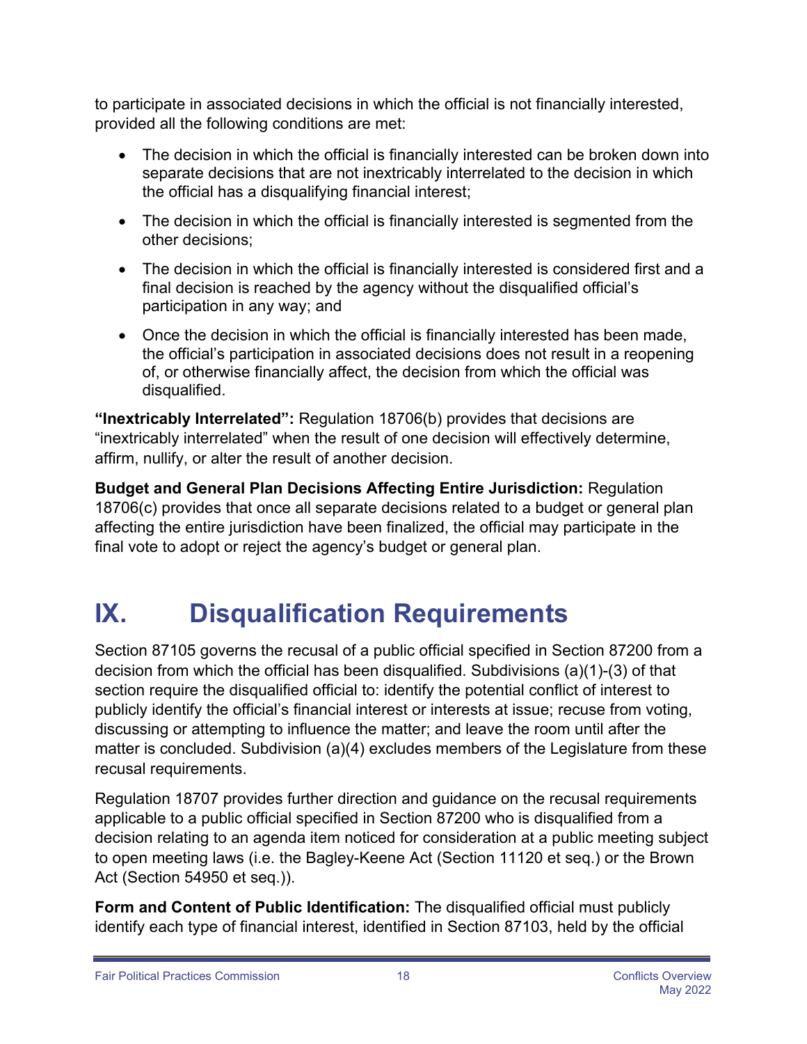to participate in associated decisions in which the official is not financially interested, provided all the following conditions are met:

- The decision in which the official is financially interested can be broken down into separate decisions that are not inextricably interrelated to the decision in which the official has a disqualifying financial interest;
- The decision in which the official is financially interested is segmented from the other decisions;
- The decision in which the official is financially interested is considered first and a final decision is reached by the agency without the disqualified official's participation in any way; and
- Once the decision in which the official is financially interested has been made, the official's participation in associated decisions does not result in a reopening of, or otherwise financially affect, the decision from which the official was disqualified.

**"Inextricably Interrelated":** Regulation 18706(b) provides that decisions are "inextricably interrelated" when the result of one decision will effectively determine, affirm, nullify, or alter the result of another decision.

**Budget and General Plan Decisions Affecting Entire Jurisdiction:** Regulation 18706(c) provides that once all separate decisions related to a budget or general plan affecting the entire jurisdiction have been finalized, the official may participate in the final vote to adopt or reject the agency's budget or general plan.

# IX. Disqualification Requirements

Section 87105 governs the recusal of a public official specified in Section 87200 from a decision from which the official has been disqualified. Subdivisions (a)(1)-(3) of that section require the disqualified official to: identify the potential conflict of interest to publicly identify the official's financial interest or interests at issue; recuse from voting, discussing or attempting to influence the matter; and leave the room until after the matter is concluded. Subdivision (a)(4) excludes members of the Legislature from these recusal requirements.

Regulation 18707 provides further direction and guidance on the recusal requirements applicable to a public official specified in Section 87200 who is disqualified from a decision relating to an agenda item noticed for consideration at a public meeting subject to open meeting laws (i.e. the Bagley-Keene Act (Section 11120 et seq.) or the Brown Act (Section 54950 et seq.)).

**Form and Content of Public Identification:** The disqualified official must publicly identify each type of financial interest, identified in Section 87103, held by the official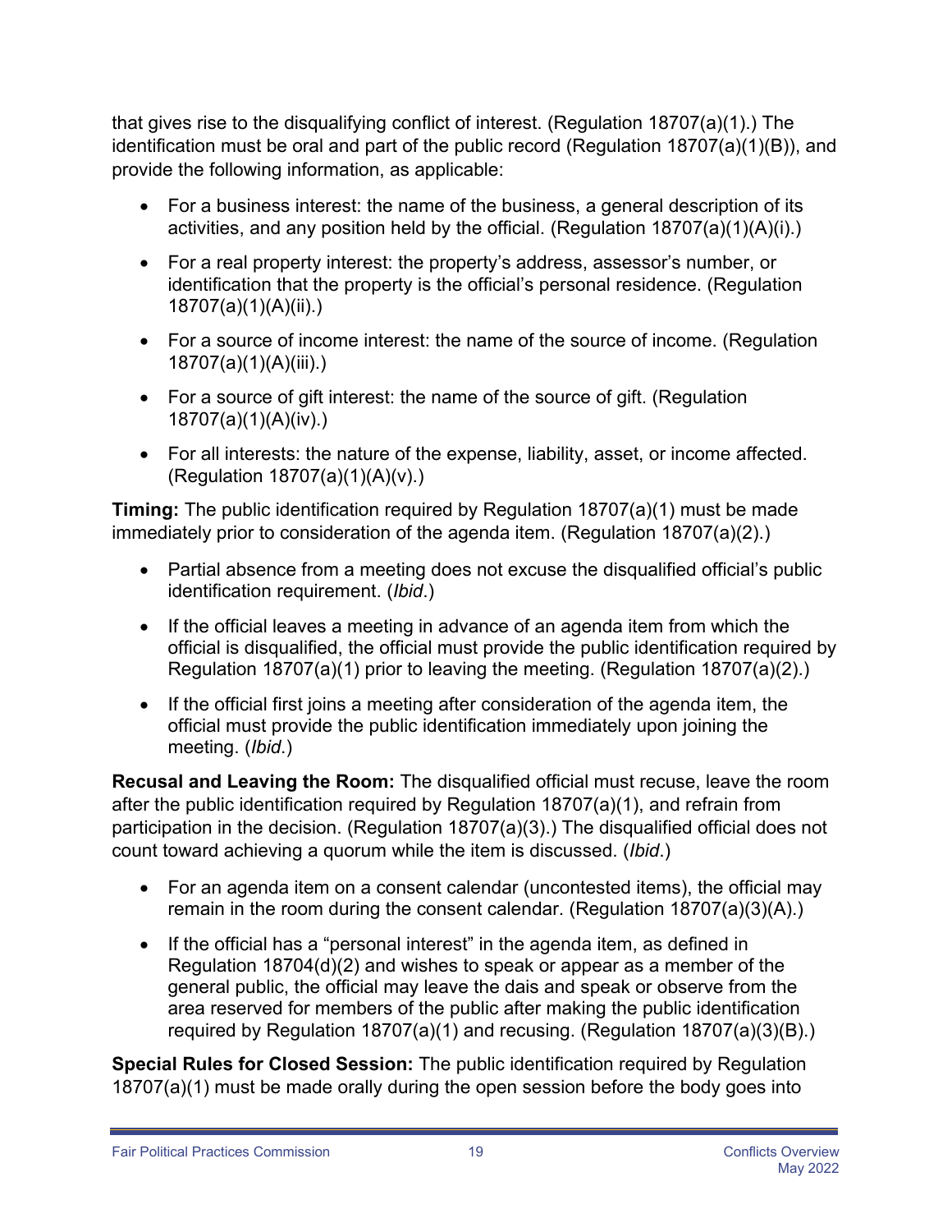that gives rise to the disqualifying conflict of interest. (Regulation 18707(a)(1).) The identification must be oral and part of the public record (Regulation 18707(a)(1)(B)), and provide the following information, as applicable:

- For a business interest: the name of the business, a general description of its activities, and any position held by the official. (Regulation 18707(a)(1)(A)(i).)
- For a real property interest: the property's address, assessor's number, or identification that the property is the official's personal residence. (Regulation 18707(a)(1)(A)(ii).)
- For a source of income interest: the name of the source of income. (Regulation 18707(a)(1)(A)(iii).)
- For a source of gift interest: the name of the source of gift. (Regulation 18707(a)(1)(A)(iv).)
- For all interests: the nature of the expense, liability, asset, or income affected. (Regulation 18707(a)(1)(A)(v).)

**Timing:** The public identification required by Regulation 18707(a)(1) must be made immediately prior to consideration of the agenda item. (Regulation 18707(a)(2).)

- Partial absence from a meeting does not excuse the disqualified official's public identification requirement. (*Ibid*.)
- If the official leaves a meeting in advance of an agenda item from which the official is disqualified, the official must provide the public identification required by Regulation 18707(a)(1) prior to leaving the meeting. (Regulation 18707(a)(2).)
- If the official first joins a meeting after consideration of the agenda item, the official must provide the public identification immediately upon joining the meeting. (*Ibid*.)

**Recusal and Leaving the Room:** The disqualified official must recuse, leave the room after the public identification required by Regulation 18707(a)(1), and refrain from participation in the decision. (Regulation 18707(a)(3).) The disqualified official does not count toward achieving a quorum while the item is discussed. (*Ibid*.)

- For an agenda item on a consent calendar (uncontested items), the official may remain in the room during the consent calendar. (Regulation 18707(a)(3)(A).)
- If the official has a "personal interest" in the agenda item, as defined in Regulation 18704(d)(2) and wishes to speak or appear as a member of the general public, the official may leave the dais and speak or observe from the area reserved for members of the public after making the public identification required by Regulation 18707(a)(1) and recusing. (Regulation 18707(a)(3)(B).)

**Special Rules for Closed Session:** The public identification required by Regulation 18707(a)(1) must be made orally during the open session before the body goes into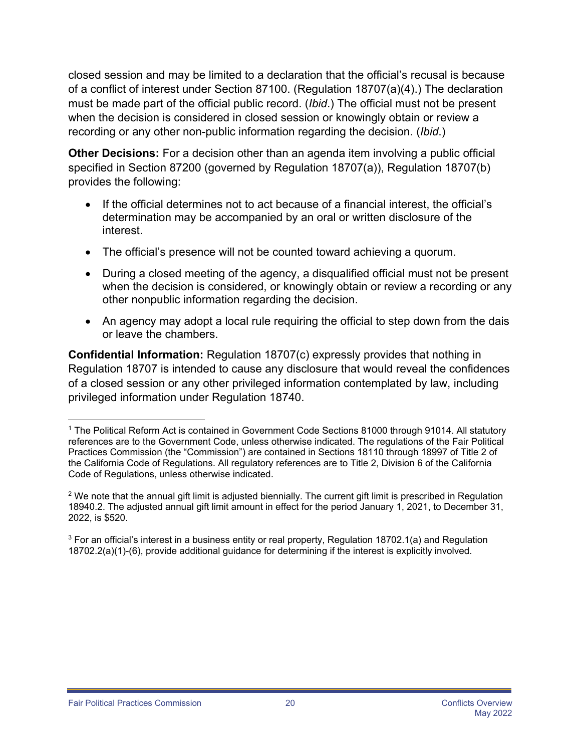closed session and may be limited to a declaration that the official's recusal is because of a conflict of interest under Section 87100. (Regulation 18707(a)(4).) The declaration must be made part of the official public record. (*Ibid*.) The official must not be present when the decision is considered in closed session or knowingly obtain or review a recording or any other non-public information regarding the decision. (*Ibid*.)

**Other Decisions:** For a decision other than an agenda item involving a public official specified in Section 87200 (governed by Regulation 18707(a)), Regulation 18707(b) provides the following:

- If the official determines not to act because of a financial interest, the official's determination may be accompanied by an oral or written disclosure of the interest.
- The official's presence will not be counted toward achieving a quorum.
- During a closed meeting of the agency, a disqualified official must not be present when the decision is considered, or knowingly obtain or review a recording or any other nonpublic information regarding the decision.
- An agency may adopt a local rule requiring the official to step down from the dais or leave the chambers.

**Confidential Information:** Regulation 18707(c) expressly provides that nothing in Regulation 18707 is intended to cause any disclosure that would reveal the confidences of a closed session or any other privileged information contemplated by law, including privileged information under Regulation 18740.

---

[1] The Political Reform Act is contained in Government Code Sections 81000 through 91014. All statutory references are to the Government Code, unless otherwise indicated. The regulations of the Fair Political Practices Commission (the "Commission") are contained in Sections 18110 through 18997 of Title 2 of the California Code of Regulations. All regulatory references are to Title 2, Division 6 of the California Code of Regulations, unless otherwise indicated.

[2] We note that the annual gift limit is adjusted biennially. The current gift limit is prescribed in Regulation 18940.2. The adjusted annual gift limit amount in effect for the period January 1, 2021, to December 31, 2022, is $520.

[3] For an official's interest in a business entity or real property, Regulation 18702.1(a) and Regulation 18702.2(a)(1)-(6), provide additional guidance for determining if the interest is explicitly involved.